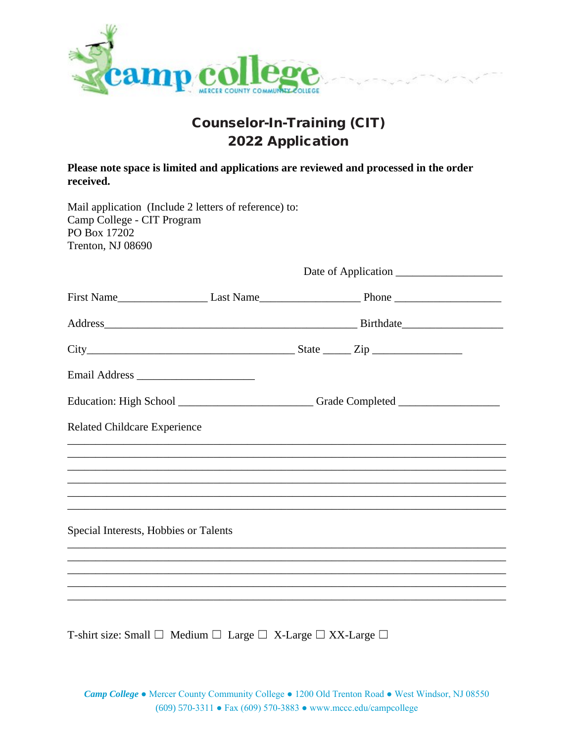camp college
MERCER COUNTY COMMUNITY COLLEGE

# Counselor-In-Training (CIT)
# 2022 Application

**Please note space is limited and applications are reviewed and processed in the order received.**

Mail application (Include 2 letters of reference) to:
Camp College - CIT Program
PO Box 17202
Trenton, NJ 08690

Date of Application ___________________

First Name________________ Last Name__________________ Phone ___________________

Address_____________________________________________ Birthdate__________________

City_____________________________________ State _____ Zip ________________

Email Address _____________________

Education: High School ________________________ Grade Completed __________________

Related Childcare Experience

________________________________________________________________________________
________________________________________________________________________________
________________________________________________________________________________
________________________________________________________________________________
________________________________________________________________________________
________________________________________________________________________________

Special Interests, Hobbies or Talents

________________________________________________________________________________
________________________________________________________________________________
________________________________________________________________________________
________________________________________________________________________________
________________________________________________________________________________

T-shirt size: Small ☐ Medium ☐ Large ☐ X-Large ☐ XX-Large ☐

*Camp College* ● Mercer County Community College ● 1200 Old Trenton Road ● West Windsor, NJ 08550
(609) 570-3311 ● Fax (609) 570-3883 ● www.mccc.edu/campcollege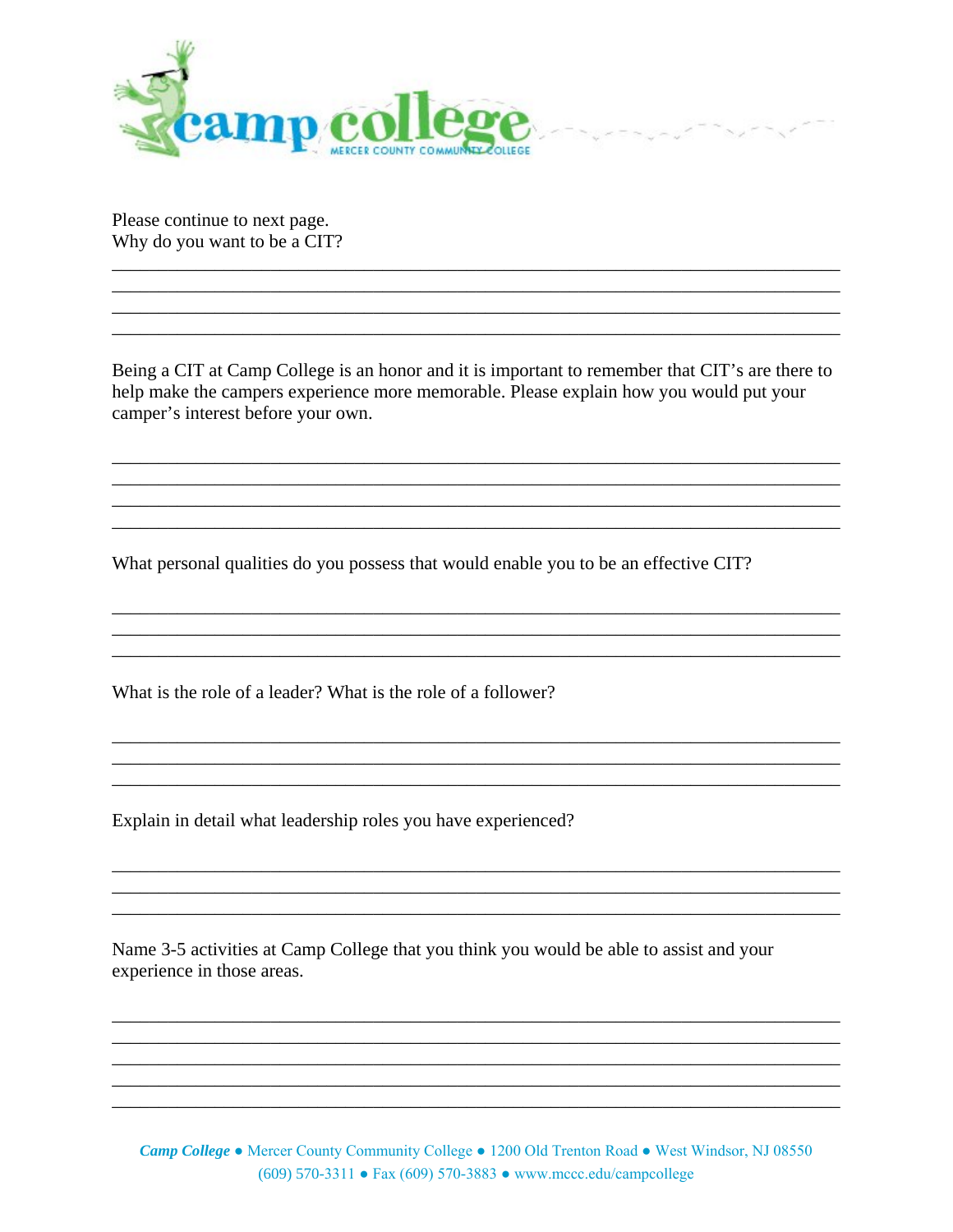Please continue to next page.
Why do you want to be a CIT?

\_\_\_\_\_\_\_\_\_\_\_\_\_\_\_\_\_\_\_\_\_\_\_\_\_\_\_\_\_\_\_\_\_\_\_\_\_\_\_\_\_\_\_\_\_\_\_\_\_\_\_\_\_\_\_\_\_\_\_\_\_\_\_\_\_\_\_\_\_\_\_\_

\_\_\_\_\_\_\_\_\_\_\_\_\_\_\_\_\_\_\_\_\_\_\_\_\_\_\_\_\_\_\_\_\_\_\_\_\_\_\_\_\_\_\_\_\_\_\_\_\_\_\_\_\_\_\_\_\_\_\_\_\_\_\_\_\_\_\_\_\_\_\_\_

\_\_\_\_\_\_\_\_\_\_\_\_\_\_\_\_\_\_\_\_\_\_\_\_\_\_\_\_\_\_\_\_\_\_\_\_\_\_\_\_\_\_\_\_\_\_\_\_\_\_\_\_\_\_\_\_\_\_\_\_\_\_\_\_\_\_\_\_\_\_\_\_

\_\_\_\_\_\_\_\_\_\_\_\_\_\_\_\_\_\_\_\_\_\_\_\_\_\_\_\_\_\_\_\_\_\_\_\_\_\_\_\_\_\_\_\_\_\_\_\_\_\_\_\_\_\_\_\_\_\_\_\_\_\_\_\_\_\_\_\_\_\_\_\_

Being a CIT at Camp College is an honor and it is important to remember that CIT's are there to help make the campers experience more memorable. Please explain how you would put your camper's interest before your own.

\_\_\_\_\_\_\_\_\_\_\_\_\_\_\_\_\_\_\_\_\_\_\_\_\_\_\_\_\_\_\_\_\_\_\_\_\_\_\_\_\_\_\_\_\_\_\_\_\_\_\_\_\_\_\_\_\_\_\_\_\_\_\_\_\_\_\_\_\_\_\_\_

\_\_\_\_\_\_\_\_\_\_\_\_\_\_\_\_\_\_\_\_\_\_\_\_\_\_\_\_\_\_\_\_\_\_\_\_\_\_\_\_\_\_\_\_\_\_\_\_\_\_\_\_\_\_\_\_\_\_\_\_\_\_\_\_\_\_\_\_\_\_\_\_

\_\_\_\_\_\_\_\_\_\_\_\_\_\_\_\_\_\_\_\_\_\_\_\_\_\_\_\_\_\_\_\_\_\_\_\_\_\_\_\_\_\_\_\_\_\_\_\_\_\_\_\_\_\_\_\_\_\_\_\_\_\_\_\_\_\_\_\_\_\_\_\_

\_\_\_\_\_\_\_\_\_\_\_\_\_\_\_\_\_\_\_\_\_\_\_\_\_\_\_\_\_\_\_\_\_\_\_\_\_\_\_\_\_\_\_\_\_\_\_\_\_\_\_\_\_\_\_\_\_\_\_\_\_\_\_\_\_\_\_\_\_\_\_\_

What personal qualities do you possess that would enable you to be an effective CIT?

\_\_\_\_\_\_\_\_\_\_\_\_\_\_\_\_\_\_\_\_\_\_\_\_\_\_\_\_\_\_\_\_\_\_\_\_\_\_\_\_\_\_\_\_\_\_\_\_\_\_\_\_\_\_\_\_\_\_\_\_\_\_\_\_\_\_\_\_\_\_\_\_

\_\_\_\_\_\_\_\_\_\_\_\_\_\_\_\_\_\_\_\_\_\_\_\_\_\_\_\_\_\_\_\_\_\_\_\_\_\_\_\_\_\_\_\_\_\_\_\_\_\_\_\_\_\_\_\_\_\_\_\_\_\_\_\_\_\_\_\_\_\_\_\_

\_\_\_\_\_\_\_\_\_\_\_\_\_\_\_\_\_\_\_\_\_\_\_\_\_\_\_\_\_\_\_\_\_\_\_\_\_\_\_\_\_\_\_\_\_\_\_\_\_\_\_\_\_\_\_\_\_\_\_\_\_\_\_\_\_\_\_\_\_\_\_\_

What is the role of a leader? What is the role of a follower?

\_\_\_\_\_\_\_\_\_\_\_\_\_\_\_\_\_\_\_\_\_\_\_\_\_\_\_\_\_\_\_\_\_\_\_\_\_\_\_\_\_\_\_\_\_\_\_\_\_\_\_\_\_\_\_\_\_\_\_\_\_\_\_\_\_\_\_\_\_\_\_\_

\_\_\_\_\_\_\_\_\_\_\_\_\_\_\_\_\_\_\_\_\_\_\_\_\_\_\_\_\_\_\_\_\_\_\_\_\_\_\_\_\_\_\_\_\_\_\_\_\_\_\_\_\_\_\_\_\_\_\_\_\_\_\_\_\_\_\_\_\_\_\_\_

\_\_\_\_\_\_\_\_\_\_\_\_\_\_\_\_\_\_\_\_\_\_\_\_\_\_\_\_\_\_\_\_\_\_\_\_\_\_\_\_\_\_\_\_\_\_\_\_\_\_\_\_\_\_\_\_\_\_\_\_\_\_\_\_\_\_\_\_\_\_\_\_

Explain in detail what leadership roles you have experienced?

\_\_\_\_\_\_\_\_\_\_\_\_\_\_\_\_\_\_\_\_\_\_\_\_\_\_\_\_\_\_\_\_\_\_\_\_\_\_\_\_\_\_\_\_\_\_\_\_\_\_\_\_\_\_\_\_\_\_\_\_\_\_\_\_\_\_\_\_\_\_\_\_

\_\_\_\_\_\_\_\_\_\_\_\_\_\_\_\_\_\_\_\_\_\_\_\_\_\_\_\_\_\_\_\_\_\_\_\_\_\_\_\_\_\_\_\_\_\_\_\_\_\_\_\_\_\_\_\_\_\_\_\_\_\_\_\_\_\_\_\_\_\_\_\_

\_\_\_\_\_\_\_\_\_\_\_\_\_\_\_\_\_\_\_\_\_\_\_\_\_\_\_\_\_\_\_\_\_\_\_\_\_\_\_\_\_\_\_\_\_\_\_\_\_\_\_\_\_\_\_\_\_\_\_\_\_\_\_\_\_\_\_\_\_\_\_\_

Name 3-5 activities at Camp College that you think you would be able to assist and your experience in those areas.

\_\_\_\_\_\_\_\_\_\_\_\_\_\_\_\_\_\_\_\_\_\_\_\_\_\_\_\_\_\_\_\_\_\_\_\_\_\_\_\_\_\_\_\_\_\_\_\_\_\_\_\_\_\_\_\_\_\_\_\_\_\_\_\_\_\_\_\_\_\_\_\_

\_\_\_\_\_\_\_\_\_\_\_\_\_\_\_\_\_\_\_\_\_\_\_\_\_\_\_\_\_\_\_\_\_\_\_\_\_\_\_\_\_\_\_\_\_\_\_\_\_\_\_\_\_\_\_\_\_\_\_\_\_\_\_\_\_\_\_\_\_\_\_\_

\_\_\_\_\_\_\_\_\_\_\_\_\_\_\_\_\_\_\_\_\_\_\_\_\_\_\_\_\_\_\_\_\_\_\_\_\_\_\_\_\_\_\_\_\_\_\_\_\_\_\_\_\_\_\_\_\_\_\_\_\_\_\_\_\_\_\_\_\_\_\_\_

\_\_\_\_\_\_\_\_\_\_\_\_\_\_\_\_\_\_\_\_\_\_\_\_\_\_\_\_\_\_\_\_\_\_\_\_\_\_\_\_\_\_\_\_\_\_\_\_\_\_\_\_\_\_\_\_\_\_\_\_\_\_\_\_\_\_\_\_\_\_\_\_

\_\_\_\_\_\_\_\_\_\_\_\_\_\_\_\_\_\_\_\_\_\_\_\_\_\_\_\_\_\_\_\_\_\_\_\_\_\_\_\_\_\_\_\_\_\_\_\_\_\_\_\_\_\_\_\_\_\_\_\_\_\_\_\_\_\_\_\_\_\_\_\_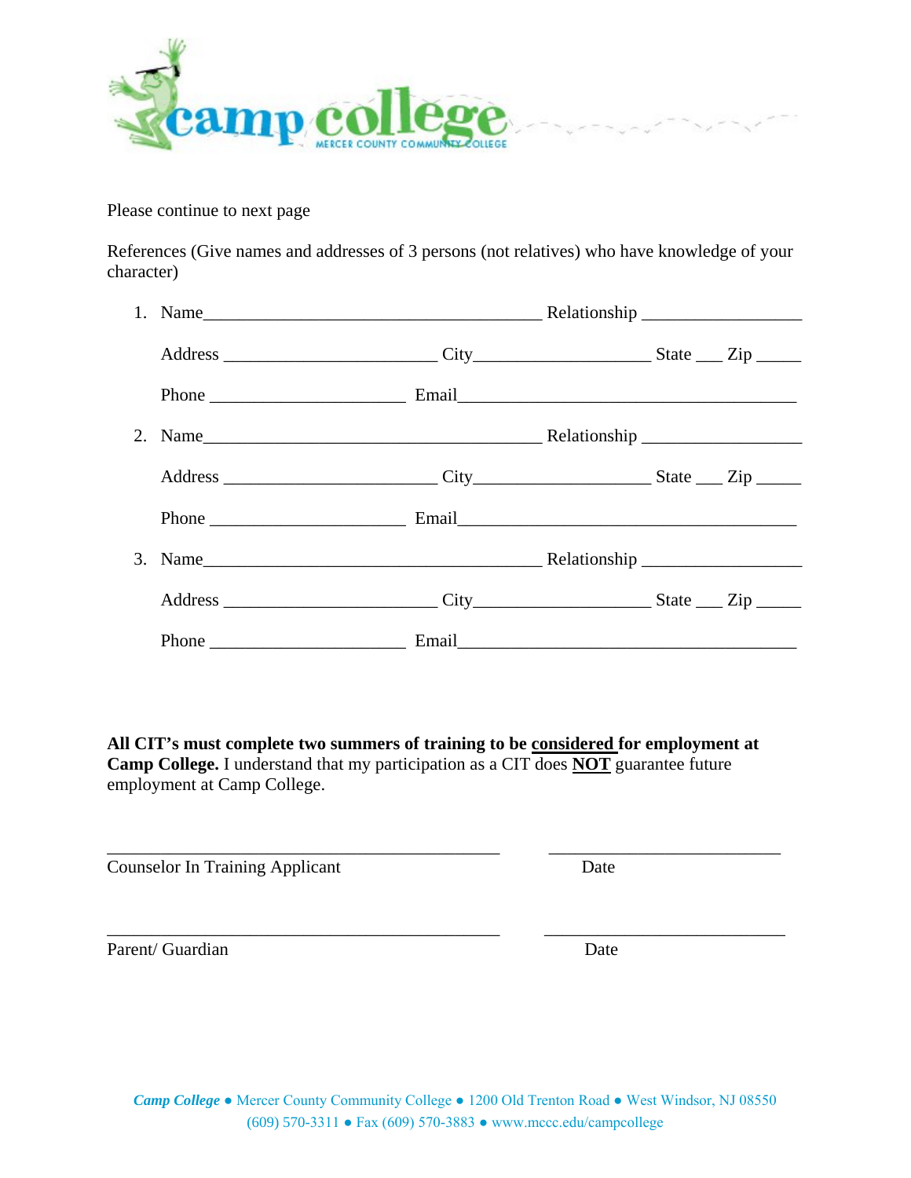Please continue to next page

References (Give names and addresses of 3 persons (not relatives) who have knowledge of your character)

1. Name_______________________________________ Relationship _________________

   Address ________________________ City____________________ State ___ Zip _____

   Phone ______________________ Email_______________________________________

2. Name_______________________________________ Relationship _________________

   Address ________________________ City____________________ State ___ Zip _____

   Phone ______________________ Email_______________________________________

3. Name_______________________________________ Relationship _________________

   Address ________________________ City____________________ State ___ Zip _____

   Phone ______________________ Email_______________________________________

**All CIT's must complete two summers of training to be <u>considered</u> for employment at Camp College.** I understand that my participation as a CIT does **<u>NOT</u>** guarantee future employment at Camp College.

_____________________________________________ ___________________________

Counselor In Training Applicant Date

_____________________________________________ ___________________________

Parent/ Guardian Date

***Camp College*** ● Mercer County Community College ● 1200 Old Trenton Road ● West Windsor, NJ 08550
(609) 570-3311 ● Fax (609) 570-3883 ● www.mccc.edu/campcollege